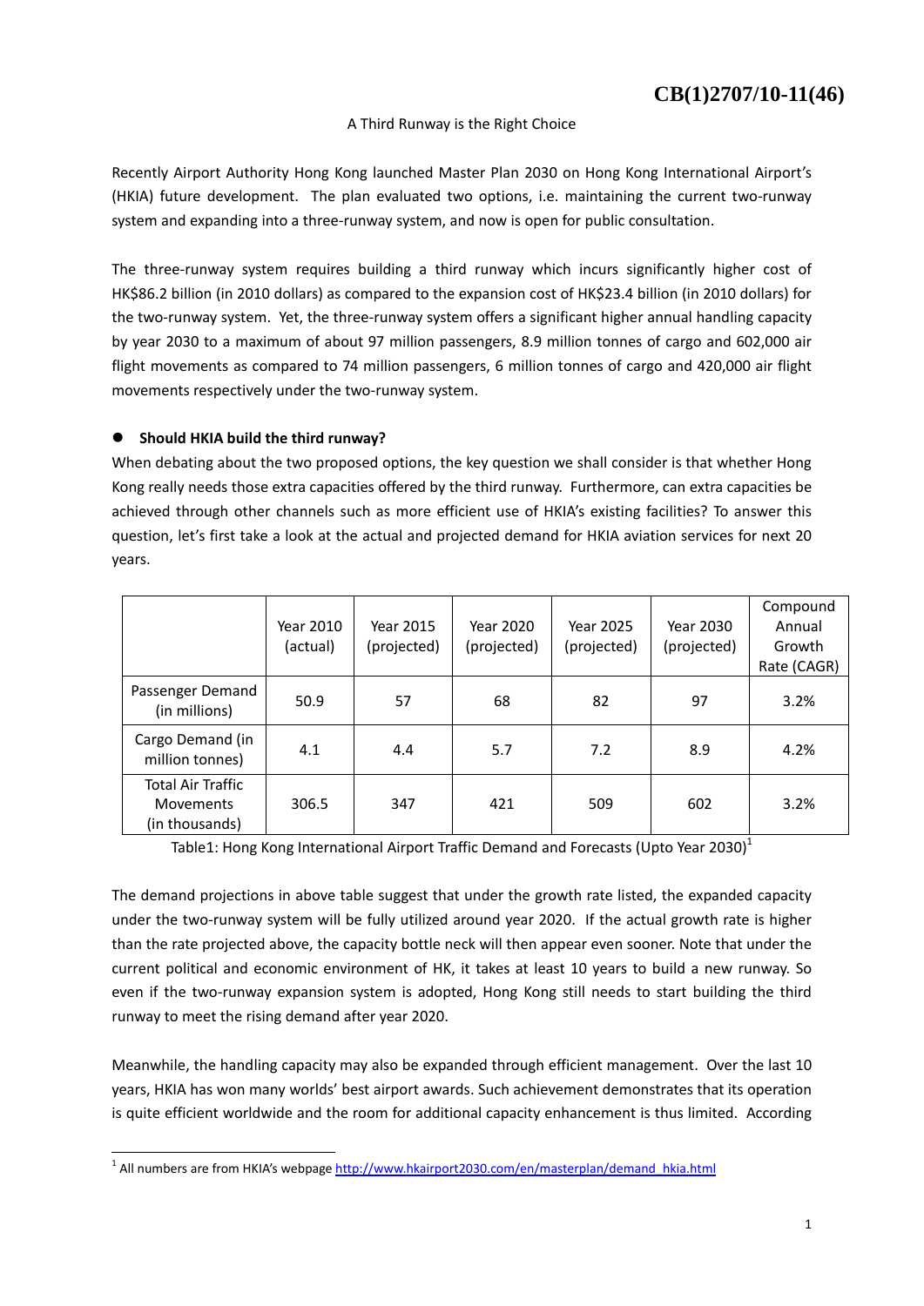CB(1)2707/10-11(46)

A Third Runway is the Right Choice

Recently Airport Authority Hong Kong launched Master Plan 2030 on Hong Kong International Airport's (HKIA) future development. The plan evaluated two options, i.e. maintaining the current two-runway system and expanding into a three-runway system, and now is open for public consultation.

The three-runway system requires building a third runway which incurs significantly higher cost of HK$86.2 billion (in 2010 dollars) as compared to the expansion cost of HK$23.4 billion (in 2010 dollars) for the two-runway system. Yet, the three-runway system offers a significant higher annual handling capacity by year 2030 to a maximum of about 97 million passengers, 8.9 million tonnes of cargo and 602,000 air flight movements as compared to 74 million passengers, 6 million tonnes of cargo and 420,000 air flight movements respectively under the two-runway system.

- **Should HKIA build the third runway?**

When debating about the two proposed options, the key question we shall consider is that whether Hong Kong really needs those extra capacities offered by the third runway. Furthermore, can extra capacities be achieved through other channels such as more efficient use of HKIA's existing facilities? To answer this question, let's first take a look at the actual and projected demand for HKIA aviation services for next 20 years.

| | Year 2010 (actual) | Year 2015 (projected) | Year 2020 (projected) | Year 2025 (projected) | Year 2030 (projected) | Compound Annual Growth Rate (CAGR) |
|---|---|---|---|---|---|---|
| Passenger Demand (in millions) | 50.9 | 57 | 68 | 82 | 97 | 3.2% |
| Cargo Demand (in million tonnes) | 4.1 | 4.4 | 5.7 | 7.2 | 8.9 | 4.2% |
| Total Air Traffic Movements (in thousands) | 306.5 | 347 | 421 | 509 | 602 | 3.2% |

Table1: Hong Kong International Airport Traffic Demand and Forecasts (Upto Year 2030)[1]

The demand projections in above table suggest that under the growth rate listed, the expanded capacity under the two-runway system will be fully utilized around year 2020. If the actual growth rate is higher than the rate projected above, the capacity bottle neck will then appear even sooner. Note that under the current political and economic environment of HK, it takes at least 10 years to build a new runway. So even if the two-runway expansion system is adopted, Hong Kong still needs to start building the third runway to meet the rising demand after year 2020.

Meanwhile, the handling capacity may also be expanded through efficient management. Over the last 10 years, HKIA has won many worlds' best airport awards. Such achievement demonstrates that its operation is quite efficient worldwide and the room for additional capacity enhancement is thus limited. According

[1] All numbers are from HKIA's webpage http://www.hkairport2030.com/en/masterplan/demand_hkia.html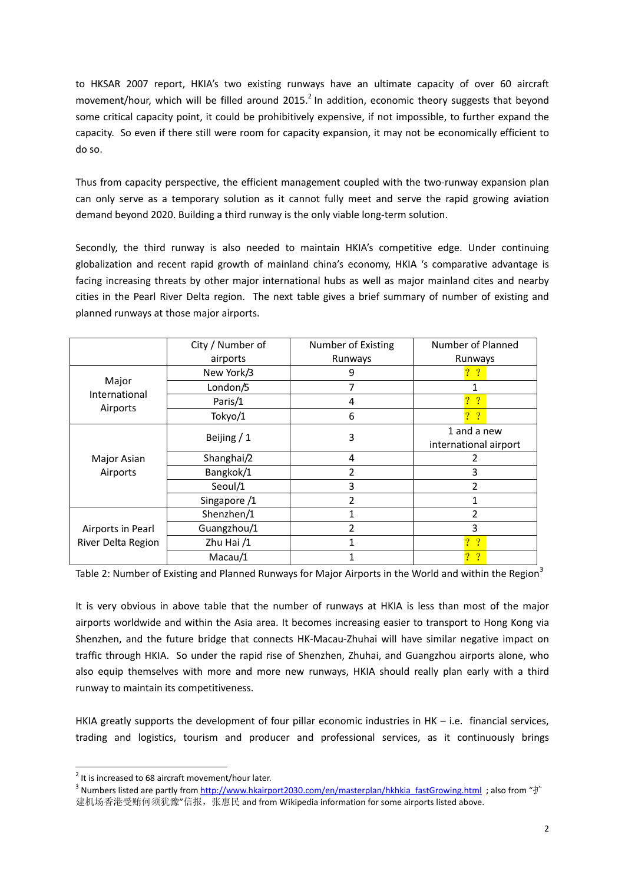to HKSAR 2007 report, HKIA's two existing runways have an ultimate capacity of over 60 aircraft movement/hour, which will be filled around 2015.[2] In addition, economic theory suggests that beyond some critical capacity point, it could be prohibitively expensive, if not impossible, to further expand the capacity. So even if there still were room for capacity expansion, it may not be economically efficient to do so.

Thus from capacity perspective, the efficient management coupled with the two-runway expansion plan can only serve as a temporary solution as it cannot fully meet and serve the rapid growing aviation demand beyond 2020. Building a third runway is the only viable long-term solution.

Secondly, the third runway is also needed to maintain HKIA's competitive edge. Under continuing globalization and recent rapid growth of mainland china's economy, HKIA 's comparative advantage is facing increasing threats by other major international hubs as well as major mainland cites and nearby cities in the Pearl River Delta region. The next table gives a brief summary of number of existing and planned runways at those major airports.

| | City / Number of airports | Number of Existing Runways | Number of Planned Runways |
|---|---|---|---|
| Major International Airports | New York/3 | 9 | ? ? |
| | London/5 | 7 | 1 |
| | Paris/1 | 4 | ? ? |
| | Tokyo/1 | 6 | ? ? |
| Major Asian Airports | Beijing / 1 | 3 | 1 and a new international airport |
| | Shanghai/2 | 4 | 2 |
| | Bangkok/1 | 2 | 3 |
| | Seoul/1 | 3 | 2 |
| | Singapore /1 | 2 | 1 |
| Airports in Pearl River Delta Region | Shenzhen/1 | 1 | 2 |
| | Guangzhou/1 | 2 | 3 |
| | Zhu Hai /1 | 1 | ? ? |
| | Macau/1 | 1 | ? ? |

Table 2: Number of Existing and Planned Runways for Major Airports in the World and within the Region[3]

It is very obvious in above table that the number of runways at HKIA is less than most of the major airports worldwide and within the Asia area. It becomes increasing easier to transport to Hong Kong via Shenzhen, and the future bridge that connects HK-Macau-Zhuhai will have similar negative impact on traffic through HKIA. So under the rapid rise of Shenzhen, Zhuhai, and Guangzhou airports alone, who also equip themselves with more and more new runways, HKIA should really plan early with a third runway to maintain its competitiveness.

HKIA greatly supports the development of four pillar economic industries in HK – i.e. financial services, trading and logistics, tourism and producer and professional services, as it continuously brings

[2] It is increased to 68 aircraft movement/hour later.

[3] Numbers listed are partly from http://www.hkairport2030.com/en/masterplan/hkhkia_fastGrowing.html ; also from "扩建机场香港受贿何须犹豫"信报，张惠民 and from Wikipedia information for some airports listed above.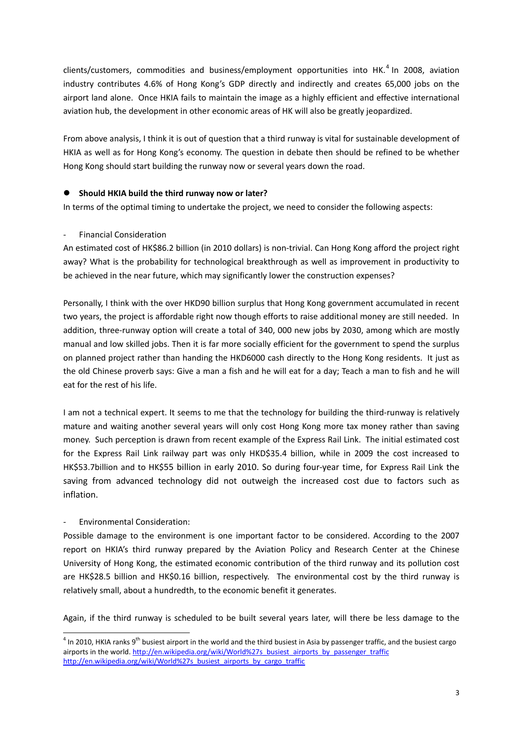clients/customers, commodities and business/employment opportunities into HK.[4] In 2008, aviation industry contributes 4.6% of Hong Kong's GDP directly and indirectly and creates 65,000 jobs on the airport land alone. Once HKIA fails to maintain the image as a highly efficient and effective international aviation hub, the development in other economic areas of HK will also be greatly jeopardized.

From above analysis, I think it is out of question that a third runway is vital for sustainable development of HKIA as well as for Hong Kong's economy. The question in debate then should be refined to be whether Hong Kong should start building the runway now or several years down the road.

- **Should HKIA build the third runway now or later?**

In terms of the optimal timing to undertake the project, we need to consider the following aspects:

- Financial Consideration

An estimated cost of HK$86.2 billion (in 2010 dollars) is non-trivial. Can Hong Kong afford the project right away? What is the probability for technological breakthrough as well as improvement in productivity to be achieved in the near future, which may significantly lower the construction expenses?

Personally, I think with the over HKD90 billion surplus that Hong Kong government accumulated in recent two years, the project is affordable right now though efforts to raise additional money are still needed. In addition, three-runway option will create a total of 340, 000 new jobs by 2030, among which are mostly manual and low skilled jobs. Then it is far more socially efficient for the government to spend the surplus on planned project rather than handing the HKD6000 cash directly to the Hong Kong residents. It just as the old Chinese proverb says: Give a man a fish and he will eat for a day; Teach a man to fish and he will eat for the rest of his life.

I am not a technical expert. It seems to me that the technology for building the third-runway is relatively mature and waiting another several years will only cost Hong Kong more tax money rather than saving money. Such perception is drawn from recent example of the Express Rail Link. The initial estimated cost for the Express Rail Link railway part was only HKD$35.4 billion, while in 2009 the cost increased to HK$53.7billion and to HK$55 billion in early 2010. So during four-year time, for Express Rail Link the saving from advanced technology did not outweigh the increased cost due to factors such as inflation.

- Environmental Consideration:

Possible damage to the environment is one important factor to be considered. According to the 2007 report on HKIA's third runway prepared by the Aviation Policy and Research Center at the Chinese University of Hong Kong, the estimated economic contribution of the third runway and its pollution cost are HK$28.5 billion and HK$0.16 billion, respectively. The environmental cost by the third runway is relatively small, about a hundredth, to the economic benefit it generates.

Again, if the third runway is scheduled to be built several years later, will there be less damage to the

[4] In 2010, HKIA ranks 9th busiest airport in the world and the third busiest in Asia by passenger traffic, and the busiest cargo airports in the world. http://en.wikipedia.org/wiki/World%27s_busiest_airports_by_passenger_traffic http://en.wikipedia.org/wiki/World%27s_busiest_airports_by_cargo_traffic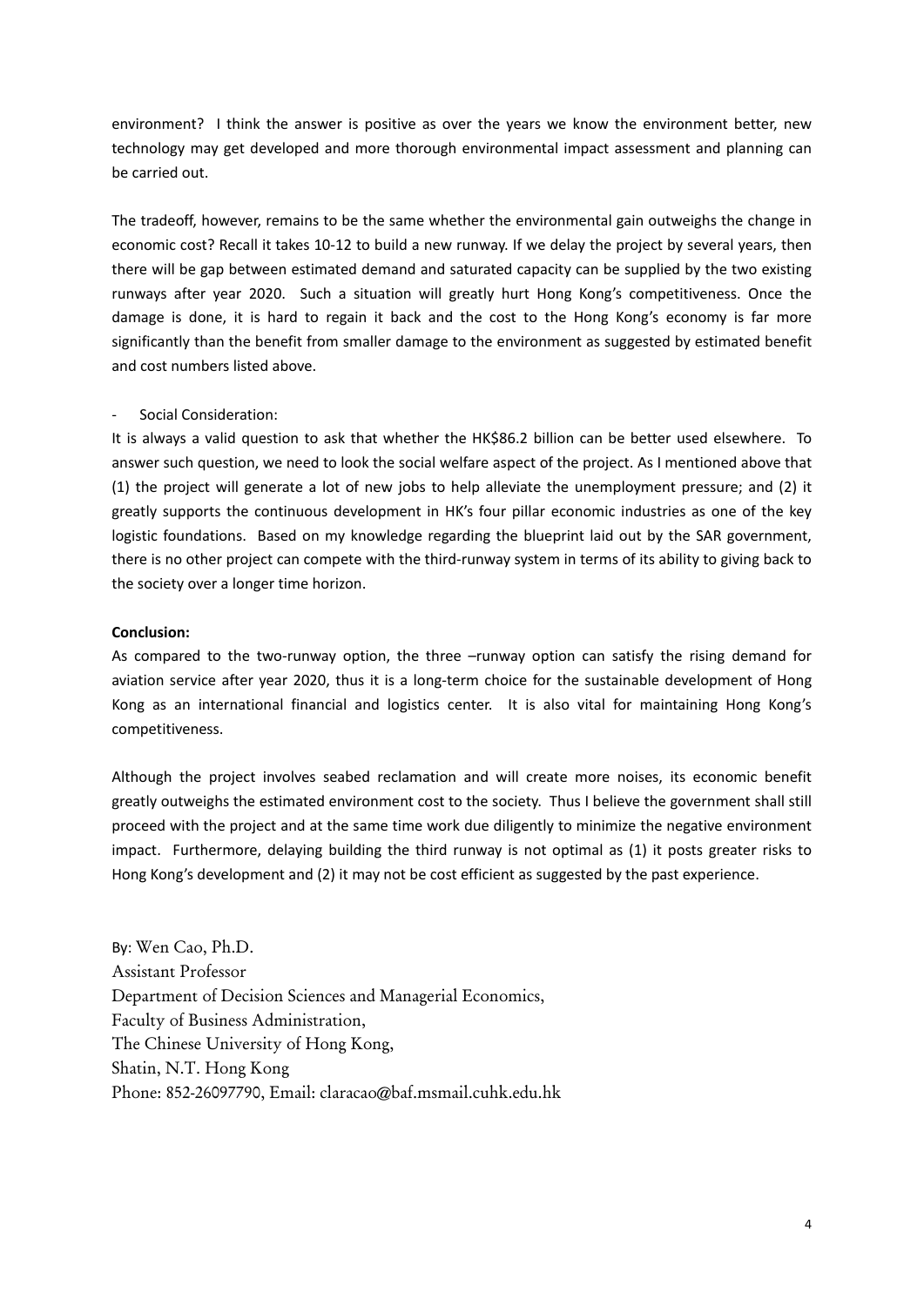environment? I think the answer is positive as over the years we know the environment better, new technology may get developed and more thorough environmental impact assessment and planning can be carried out.

The tradeoff, however, remains to be the same whether the environmental gain outweighs the change in economic cost? Recall it takes 10-12 to build a new runway. If we delay the project by several years, then there will be gap between estimated demand and saturated capacity can be supplied by the two existing runways after year 2020. Such a situation will greatly hurt Hong Kong's competitiveness. Once the damage is done, it is hard to regain it back and the cost to the Hong Kong's economy is far more significantly than the benefit from smaller damage to the environment as suggested by estimated benefit and cost numbers listed above.

- Social Consideration:

It is always a valid question to ask that whether the HK$86.2 billion can be better used elsewhere. To answer such question, we need to look the social welfare aspect of the project. As I mentioned above that (1) the project will generate a lot of new jobs to help alleviate the unemployment pressure; and (2) it greatly supports the continuous development in HK's four pillar economic industries as one of the key logistic foundations. Based on my knowledge regarding the blueprint laid out by the SAR government, there is no other project can compete with the third-runway system in terms of its ability to giving back to the society over a longer time horizon.

**Conclusion:**

As compared to the two-runway option, the three –runway option can satisfy the rising demand for aviation service after year 2020, thus it is a long-term choice for the sustainable development of Hong Kong as an international financial and logistics center. It is also vital for maintaining Hong Kong's competitiveness.

Although the project involves seabed reclamation and will create more noises, its economic benefit greatly outweighs the estimated environment cost to the society. Thus I believe the government shall still proceed with the project and at the same time work due diligently to minimize the negative environment impact. Furthermore, delaying building the third runway is not optimal as (1) it posts greater risks to Hong Kong's development and (2) it may not be cost efficient as suggested by the past experience.

By: Wen Cao, Ph.D.
Assistant Professor
Department of Decision Sciences and Managerial Economics,
Faculty of Business Administration,
The Chinese University of Hong Kong,
Shatin, N.T. Hong Kong
Phone: 852-26097790, Email: claracao@baf.msmail.cuhk.edu.hk